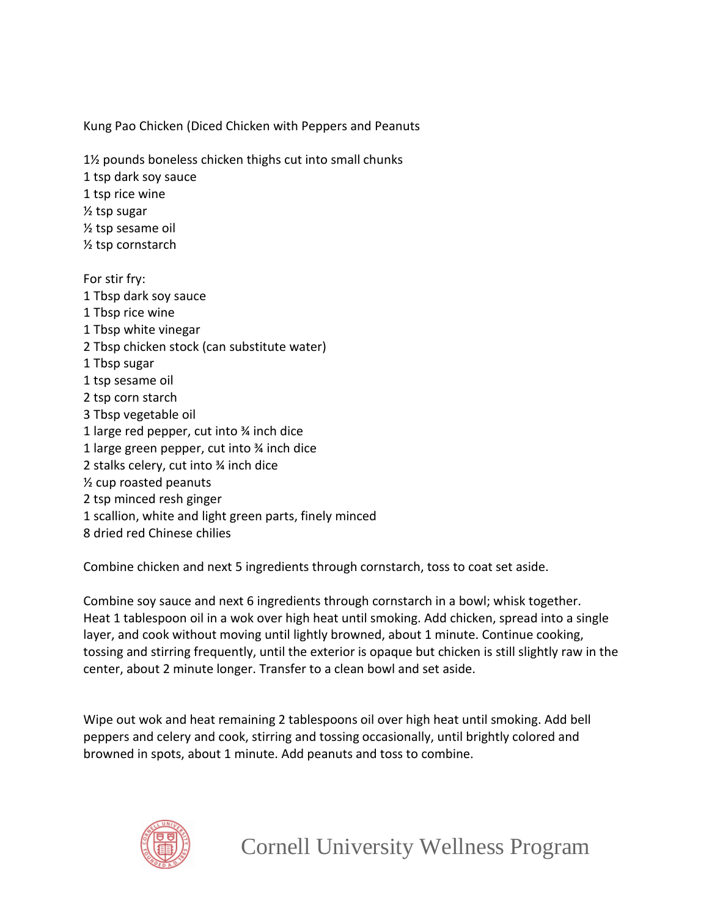Kung Pao Chicken (Diced Chicken with Peppers and Peanuts

1½ pounds boneless chicken thighs cut into small chunks
1 tsp dark soy sauce
1 tsp rice wine
½ tsp sugar
½ tsp sesame oil
½ tsp cornstarch

For stir fry:
1 Tbsp dark soy sauce
1 Tbsp rice wine
1 Tbsp white vinegar
2 Tbsp chicken stock (can substitute water)
1 Tbsp sugar
1 tsp sesame oil
2 tsp corn starch
3 Tbsp vegetable oil
1 large red pepper, cut into ¾ inch dice
1 large green pepper, cut into ¾ inch dice
2 stalks celery, cut into ¾ inch dice
½ cup roasted peanuts
2 tsp minced resh ginger
1 scallion, white and light green parts, finely minced
8 dried red Chinese chilies

Combine chicken and next 5 ingredients through cornstarch, toss to coat set aside.

Combine soy sauce and next 6 ingredients through cornstarch in a bowl; whisk together. Heat 1 tablespoon oil in a wok over high heat until smoking. Add chicken, spread into a single layer, and cook without moving until lightly browned, about 1 minute. Continue cooking, tossing and stirring frequently, until the exterior is opaque but chicken is still slightly raw in the center, about 2 minute longer. Transfer to a clean bowl and set aside.

Wipe out wok and heat remaining 2 tablespoons oil over high heat until smoking. Add bell peppers and celery and cook, stirring and tossing occasionally, until brightly colored and browned in spots, about 1 minute. Add peanuts and toss to combine.

Cornell University Wellness Program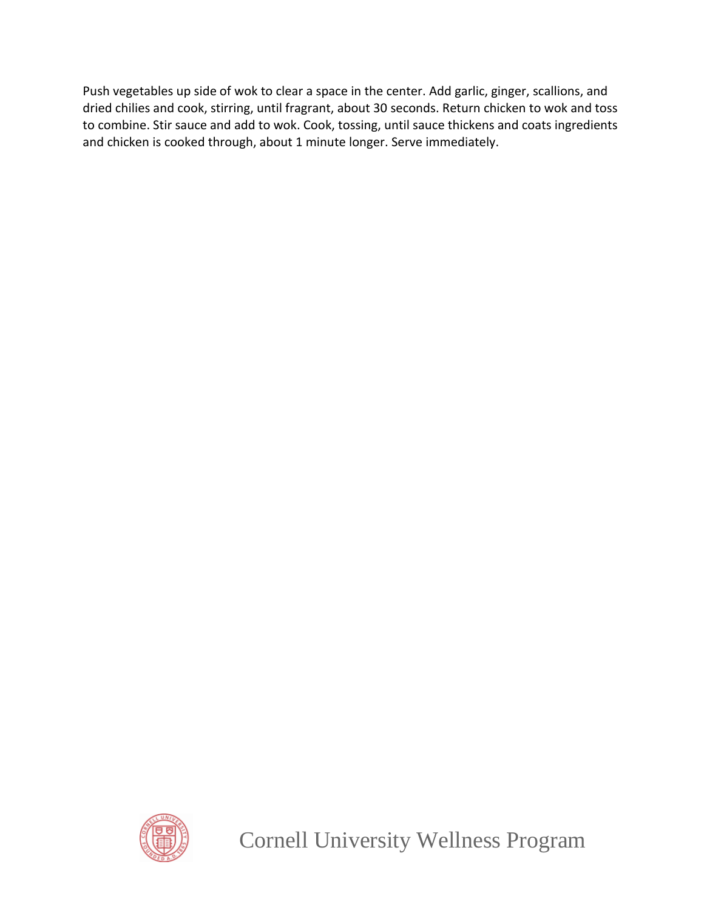Push vegetables up side of wok to clear a space in the center. Add garlic, ginger, scallions, and dried chilies and cook, stirring, until fragrant, about 30 seconds. Return chicken to wok and toss to combine. Stir sauce and add to wok. Cook, tossing, until sauce thickens and coats ingredients and chicken is cooked through, about 1 minute longer. Serve immediately.